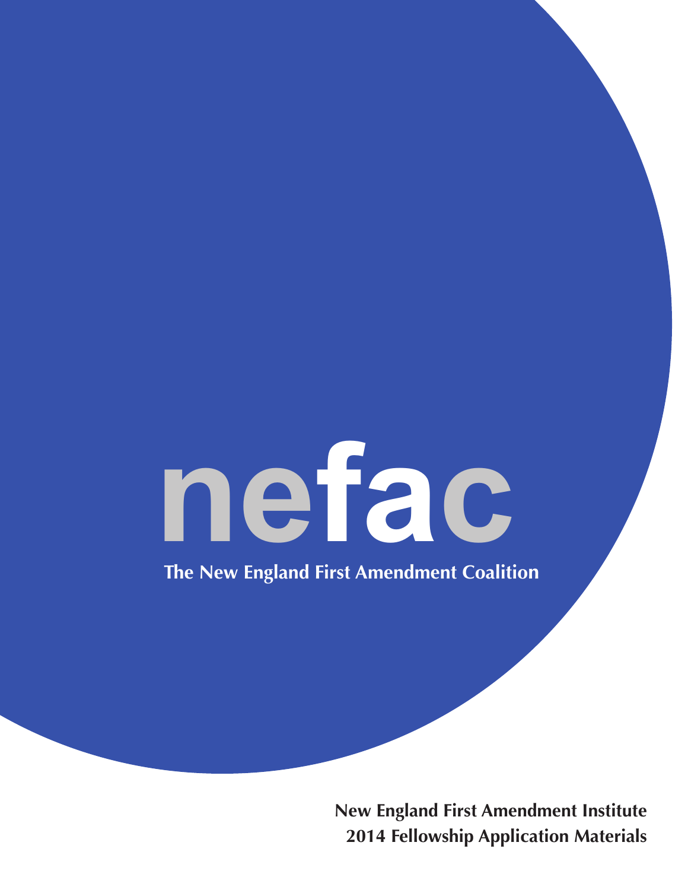# nefac

**The New England First Amendment Coalition**

**New England First Amendment Institute**
**2014 Fellowship Application Materials**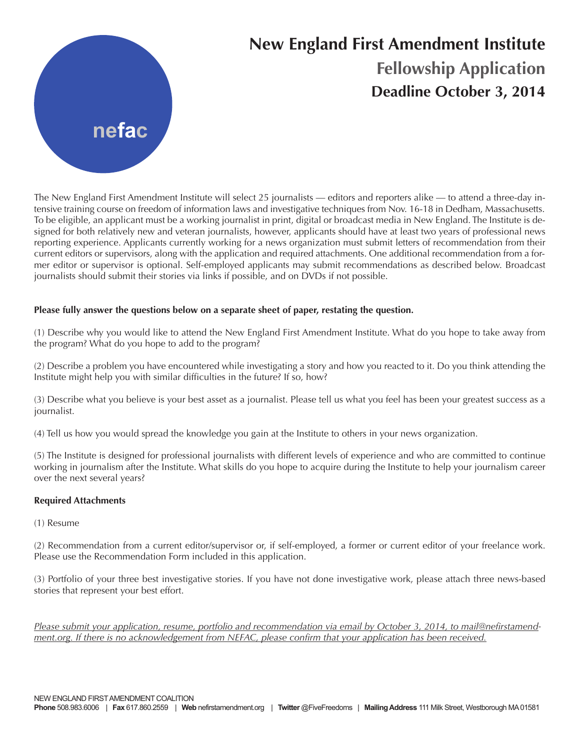nefac

# New England First Amendment Institute

## Fellowship Application

## Deadline October 3, 2014

The New England First Amendment Institute will select 25 journalists — editors and reporters alike — to attend a three-day intensive training course on freedom of information laws and investigative techniques from Nov. 16-18 in Dedham, Massachusetts. To be eligible, an applicant must be a working journalist in print, digital or broadcast media in New England. The Institute is designed for both relatively new and veteran journalists, however, applicants should have at least two years of professional news reporting experience. Applicants currently working for a news organization must submit letters of recommendation from their current editors or supervisors, along with the application and required attachments. One additional recommendation from a former editor or supervisor is optional. Self-employed applicants may submit recommendations as described below. Broadcast journalists should submit their stories via links if possible, and on DVDs if not possible.

**Please fully answer the questions below on a separate sheet of paper, restating the question.**

(1) Describe why you would like to attend the New England First Amendment Institute. What do you hope to take away from the program? What do you hope to add to the program?

(2) Describe a problem you have encountered while investigating a story and how you reacted to it. Do you think attending the Institute might help you with similar difficulties in the future? If so, how?

(3) Describe what you believe is your best asset as a journalist. Please tell us what you feel has been your greatest success as a journalist.

(4) Tell us how you would spread the knowledge you gain at the Institute to others in your news organization.

(5) The Institute is designed for professional journalists with different levels of experience and who are committed to continue working in journalism after the Institute. What skills do you hope to acquire during the Institute to help your journalism career over the next several years?

**Required Attachments**

(1) Resume

(2) Recommendation from a current editor/supervisor or, if self-employed, a former or current editor of your freelance work. Please use the Recommendation Form included in this application.

(3) Portfolio of your three best investigative stories. If you have not done investigative work, please attach three news-based stories that represent your best effort.

*Please submit your application, resume, portfolio and recommendation via email by October 3, 2014, to mail@nefirstamendment.org. If there is no acknowledgement from NEFAC, please confirm that your application has been received.*

NEW ENGLAND FIRST AMENDMENT COALITION

**Phone** 508.983.6006 | **Fax** 617.860.2559 | **Web** nefirstamendment.org | **Twitter** @FiveFreedoms | **Mailing Address** 111 Milk Street, Westborough MA 01581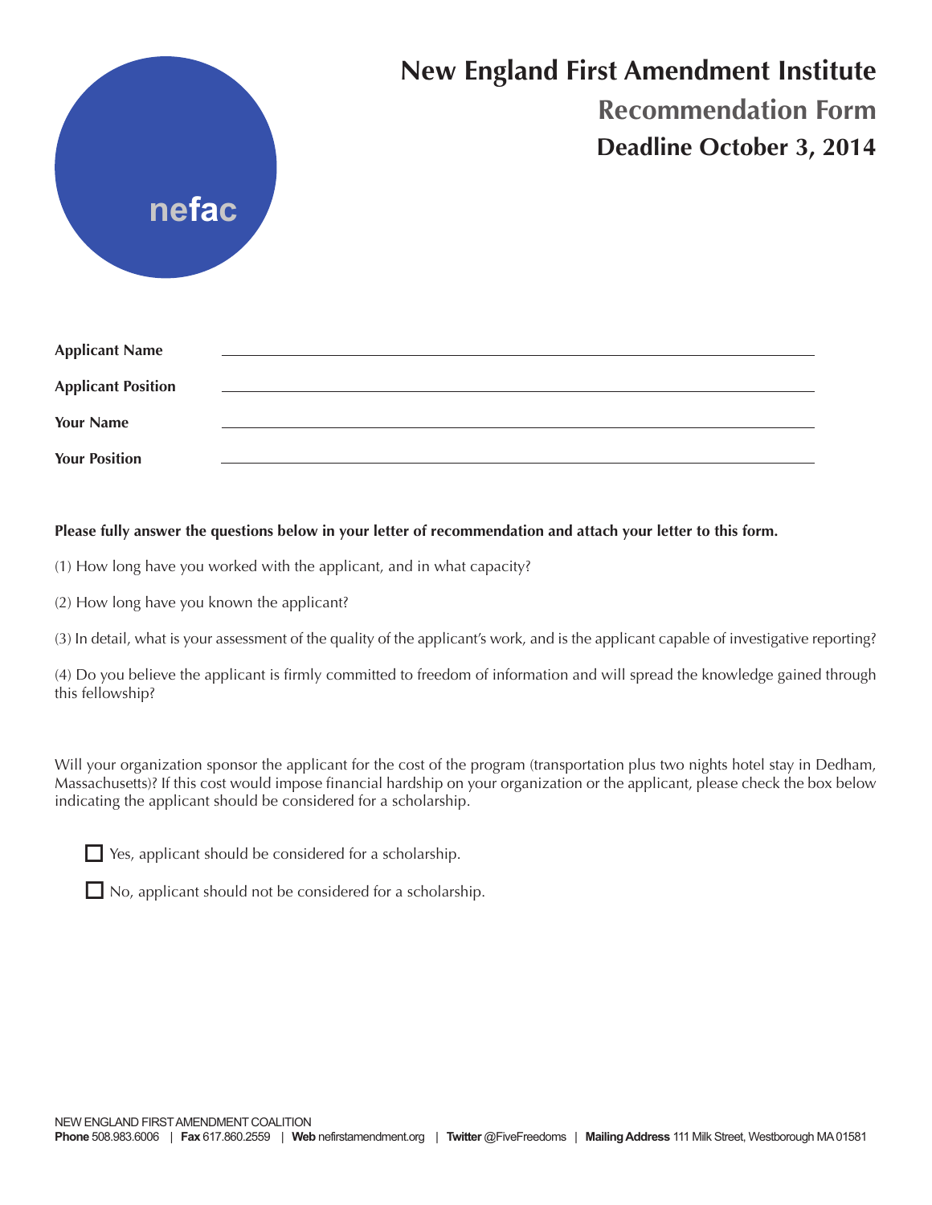nefac

# New England First Amendment Institute

## Recommendation Form

## Deadline October 3, 2014

**Applicant Name** \_\_\_\_\_\_\_\_\_\_\_\_\_\_\_\_\_\_\_\_\_\_\_\_\_\_\_\_\_\_\_\_\_\_\_\_\_\_\_\_

**Applicant Position** \_\_\_\_\_\_\_\_\_\_\_\_\_\_\_\_\_\_\_\_\_\_\_\_\_\_\_\_\_\_\_\_\_\_\_\_\_\_\_\_

**Your Name** \_\_\_\_\_\_\_\_\_\_\_\_\_\_\_\_\_\_\_\_\_\_\_\_\_\_\_\_\_\_\_\_\_\_\_\_\_\_\_\_

**Your Position** \_\_\_\_\_\_\_\_\_\_\_\_\_\_\_\_\_\_\_\_\_\_\_\_\_\_\_\_\_\_\_\_\_\_\_\_\_\_\_\_

**Please fully answer the questions below in your letter of recommendation and attach your letter to this form.**

(1) How long have you worked with the applicant, and in what capacity?

(2) How long have you known the applicant?

(3) In detail, what is your assessment of the quality of the applicant's work, and is the applicant capable of investigative reporting?

(4) Do you believe the applicant is firmly committed to freedom of information and will spread the knowledge gained through this fellowship?

Will your organization sponsor the applicant for the cost of the program (transportation plus two nights hotel stay in Dedham, Massachusetts)? If this cost would impose financial hardship on your organization or the applicant, please check the box below indicating the applicant should be considered for a scholarship.

☐ Yes, applicant should be considered for a scholarship.

☐ No, applicant should not be considered for a scholarship.

NEW ENGLAND FIRST AMENDMENT COALITION
**Phone** 508.983.6006 | **Fax** 617.860.2559 | **Web** nefirstamendment.org | **Twitter** @FiveFreedoms | **Mailing Address** 111 Milk Street, Westborough MA 01581